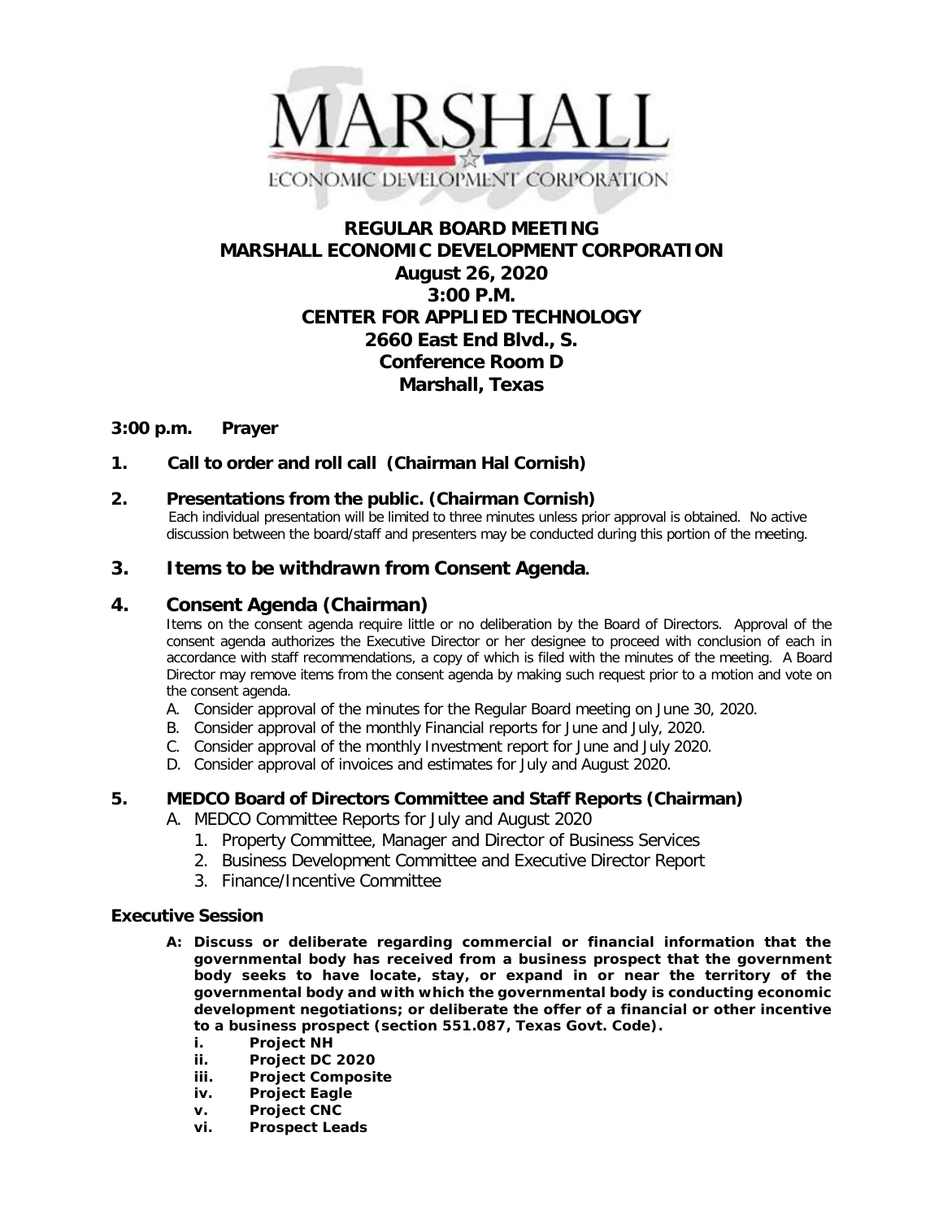MARSHALL

ECONOMIC DEVELOPMENT CORPORATION

# REGULAR BOARD MEETING
# MARSHALL ECONOMIC DEVELOPMENT CORPORATION
## August 26, 2020
## 3:00 P.M.
## CENTER FOR APPLIED TECHNOLOGY
## 2660 East End Blvd., S.
## Conference Room D
## Marshall, Texas

**3:00 p.m. Prayer**

**1. Call to order and roll call (Chairman Hal Cornish)**

**2. Presentations from the public. (Chairman Cornish)**

Each individual presentation will be limited to three minutes unless prior approval is obtained. No active discussion between the board/staff and presenters may be conducted during this portion of the meeting.

**3. Items to be withdrawn from Consent Agenda.**

**4. Consent Agenda (Chairman)**

Items on the consent agenda require little or no deliberation by the Board of Directors. Approval of the consent agenda authorizes the Executive Director or her designee to proceed with conclusion of each in accordance with staff recommendations, a copy of which is filed with the minutes of the meeting. A Board Director may remove items from the consent agenda by making such request prior to a motion and vote on the consent agenda.

A. Consider approval of the minutes for the Regular Board meeting on June 30, 2020.
B. Consider approval of the monthly Financial reports for June and July, 2020.
C. Consider approval of the monthly Investment report for June and July 2020.
D. Consider approval of invoices and estimates for July and August 2020.

**5. MEDCO Board of Directors Committee and Staff Reports (Chairman)**

A. MEDCO Committee Reports for July and August 2020
   1. Property Committee, Manager and Director of Business Services
   2. Business Development Committee and Executive Director Report
   3. Finance/Incentive Committee

**Executive Session**

**A: Discuss or deliberate regarding commercial or financial information that the governmental body has received from a business prospect that the government body seeks to have locate, stay, or expand in or near the territory of the governmental body and with which the governmental body is conducting economic development negotiations; or deliberate the offer of a financial or other incentive to a business prospect (section 551.087, Texas Govt. Code).**

**i. Project NH**
**ii. Project DC 2020**
**iii. Project Composite**
**iv. Project Eagle**
**v. Project CNC**
**vi. Prospect Leads**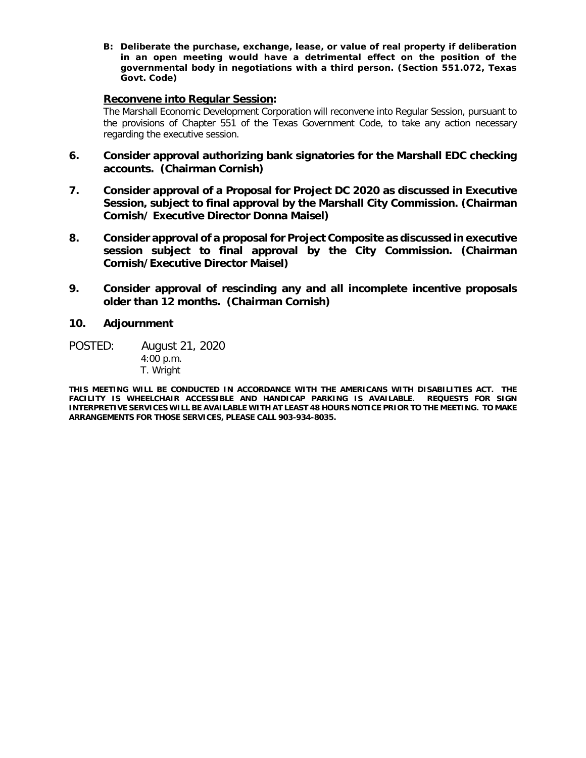**B: Deliberate the purchase, exchange, lease, or value of real property if deliberation in an open meeting would have a detrimental effect on the position of the governmental body in negotiations with a third person. (Section 551.072, Texas Govt. Code)**

**Reconvene into Regular Session:**

The Marshall Economic Development Corporation will reconvene into Regular Session, pursuant to the provisions of Chapter 551 of the Texas Government Code, to take any action necessary regarding the executive session.

6. **Consider approval authorizing bank signatories for the Marshall EDC checking accounts. (Chairman Cornish)**

7. **Consider approval of a Proposal for Project DC 2020 as discussed in Executive Session, subject to final approval by the Marshall City Commission. (Chairman Cornish/ Executive Director Donna Maisel)**

8. **Consider approval of a proposal for Project Composite as discussed in executive session subject to final approval by the City Commission. (Chairman Cornish/Executive Director Maisel)**

9. **Consider approval of rescinding any and all incomplete incentive proposals older than 12 months. (Chairman Cornish)**

10. **Adjournment**

POSTED: August 21, 2020
4:00 p.m.
T. Wright

**THIS MEETING WILL BE CONDUCTED IN ACCORDANCE WITH THE AMERICANS WITH DISABILITIES ACT. THE FACILITY IS WHEELCHAIR ACCESSIBLE AND HANDICAP PARKING IS AVAILABLE. REQUESTS FOR SIGN INTERPRETIVE SERVICES WILL BE AVAILABLE WITH AT LEAST 48 HOURS NOTICE PRIOR TO THE MEETING. TO MAKE ARRANGEMENTS FOR THOSE SERVICES, PLEASE CALL 903-934-8035.**